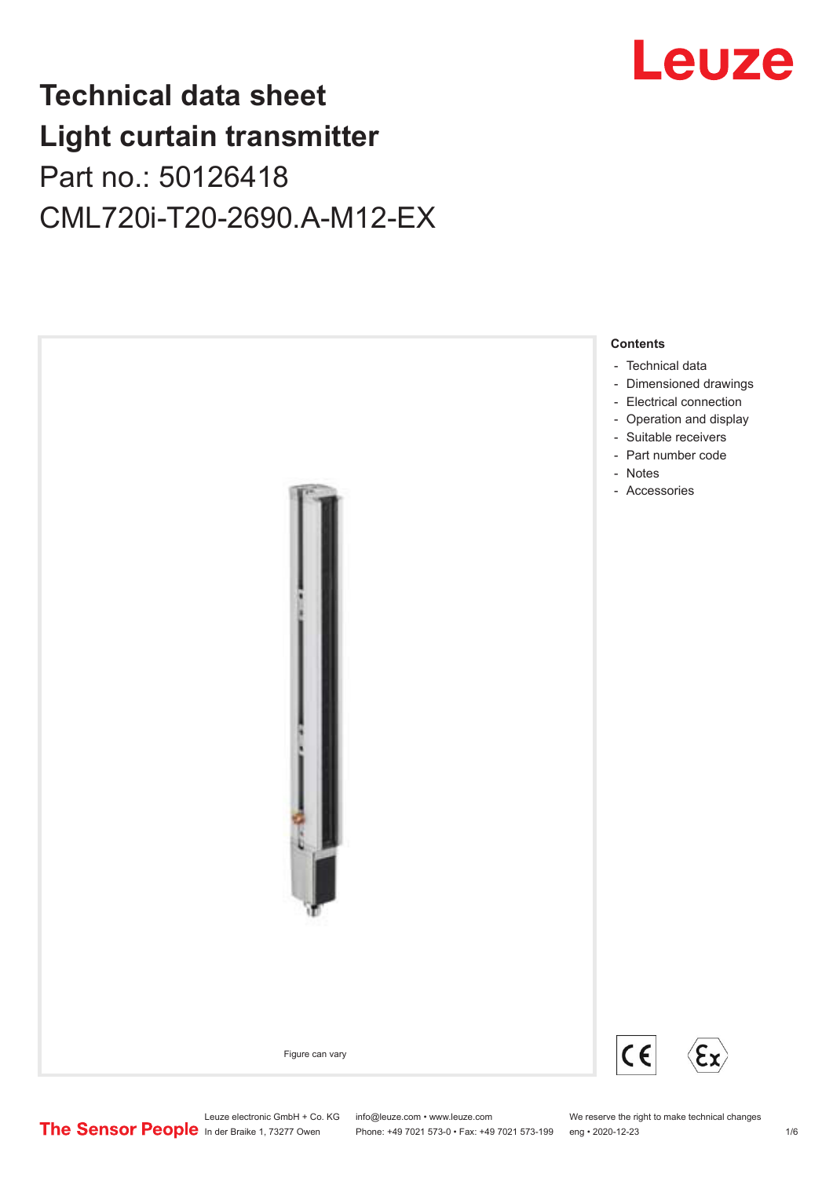# Technical data sheet
# Light curtain transmitter
## Part no.: 50126418
## CML720i-T20-2690.A-M12-EX

Figure can vary

**Contents**

- Technical data
- Dimensioned drawings
- Electrical connection
- Operation and display
- Suitable receivers
- Part number code
- Notes
- Accessories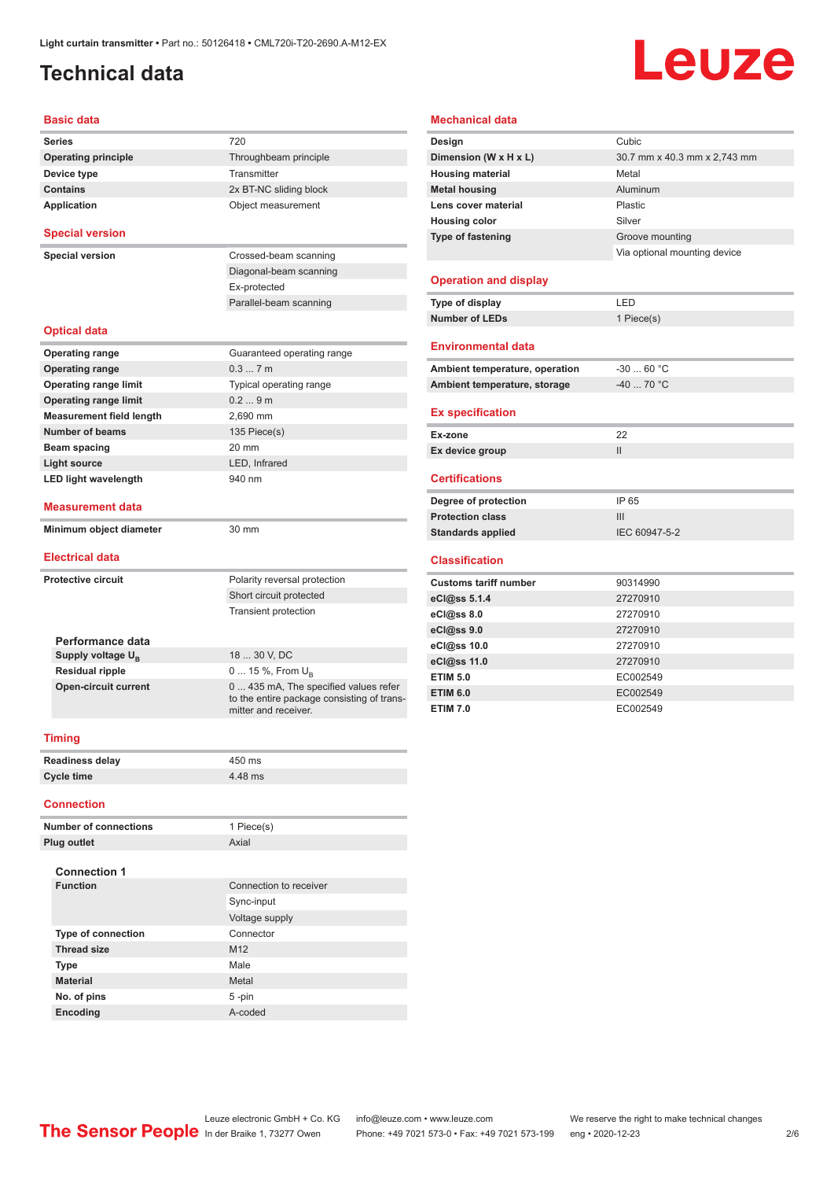# Technical data

## Basic data

| | |
|---|---|
| **Series** | 720 |
| **Operating principle** | Throughbeam principle |
| **Device type** | Transmitter |
| **Contains** | 2x BT-NC sliding block |
| **Application** | Object measurement |

## Special version

| | |
|---|---|
| **Special version** | Crossed-beam scanning |
| | Diagonal-beam scanning |
| | Ex-protected |
| | Parallel-beam scanning |

## Optical data

| | |
|---|---|
| **Operating range** | Guaranteed operating range |
| **Operating range** | 0.3 ... 7 m |
| **Operating range limit** | Typical operating range |
| **Operating range limit** | 0.2 ... 9 m |
| **Measurement field length** | 2,690 mm |
| **Number of beams** | 135 Piece(s) |
| **Beam spacing** | 20 mm |
| **Light source** | LED, Infrared |
| **LED light wavelength** | 940 nm |

## Measurement data

| | |
|---|---|
| **Minimum object diameter** | 30 mm |

## Electrical data

| | |
|---|---|
| **Protective circuit** | Polarity reversal protection |
| | Short circuit protected |
| | Transient protection |

### Performance data

| | |
|---|---|
| **Supply voltage $U_B$** | 18 ... 30 V, DC |
| **Residual ripple** | 0 ... 15 %, From $U_B$ |
| **Open-circuit current** | 0 ... 435 mA, The specified values refer to the entire package consisting of transmitter and receiver. |

## Timing

| | |
|---|---|
| **Readiness delay** | 450 ms |
| **Cycle time** | 4.48 ms |

## Connection

| | |
|---|---|
| **Number of connections** | 1 Piece(s) |
| **Plug outlet** | Axial |

### Connection 1

| | |
|---|---|
| **Function** | Connection to receiver |
| | Sync-input |
| | Voltage supply |
| **Type of connection** | Connector |
| **Thread size** | M12 |
| **Type** | Male |
| **Material** | Metal |
| **No. of pins** | 5 -pin |
| **Encoding** | A-coded |

## Mechanical data

| | |
|---|---|
| **Design** | Cubic |
| **Dimension (W x H x L)** | 30.7 mm x 40.3 mm x 2,743 mm |
| **Housing material** | Metal |
| **Metal housing** | Aluminum |
| **Lens cover material** | Plastic |
| **Housing color** | Silver |
| **Type of fastening** | Groove mounting |
| | Via optional mounting device |

## Operation and display

| | |
|---|---|
| **Type of display** | LED |
| **Number of LEDs** | 1 Piece(s) |

## Environmental data

| | |
|---|---|
| **Ambient temperature, operation** | -30 ... 60 °C |
| **Ambient temperature, storage** | -40 ... 70 °C |

## Ex specification

| | |
|---|---|
| **Ex-zone** | 22 |
| **Ex device group** | II |

## Certifications

| | |
|---|---|
| **Degree of protection** | IP 65 |
| **Protection class** | III |
| **Standards applied** | IEC 60947-5-2 |

## Classification

| | |
|---|---|
| **Customs tariff number** | 90314990 |
| **eCl@ss 5.1.4** | 27270910 |
| **eCl@ss 8.0** | 27270910 |
| **eCl@ss 9.0** | 27270910 |
| **eCl@ss 10.0** | 27270910 |
| **eCl@ss 11.0** | 27270910 |
| **ETIM 5.0** | EC002549 |
| **ETIM 6.0** | EC002549 |
| **ETIM 7.0** | EC002549 |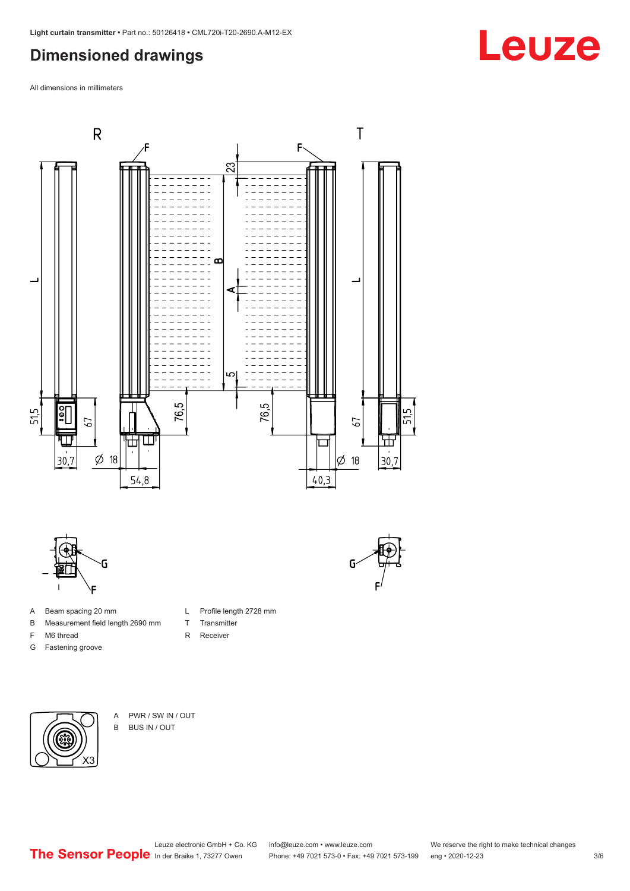## Dimensioned drawings

All dimensions in millimeters

- A Beam spacing 20 mm
- B Measurement field length 2690 mm
- F M6 thread
- G Fastening groove
- L Profile length 2728 mm
- T Transmitter
- R Receiver

- A PWR / SW IN / OUT
- B BUS IN / OUT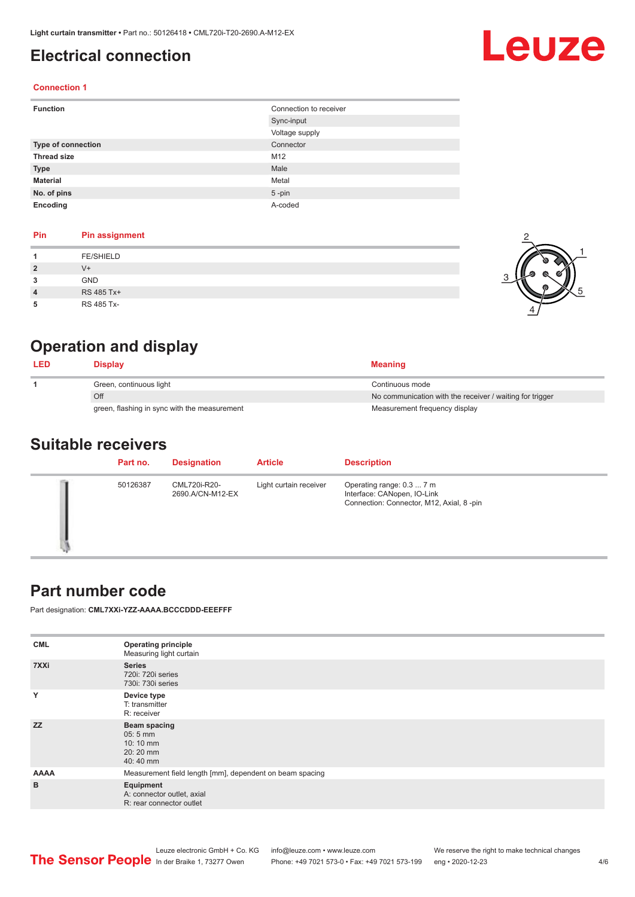# Electrical connection

### Connection 1

| Function | Connection to receiver |
| --- | --- |
| | Sync-input |
| | Voltage supply |
| Type of connection | Connector |
| Thread size | M12 |
| Type | Male |
| Material | Metal |
| No. of pins | 5 -pin |
| Encoding | A-coded |

| Pin | Pin assignment |
| --- | --- |
| 1 | FE/SHIELD |
| 2 | V+ |
| 3 | GND |
| 4 | RS 485 Tx+ |
| 5 | RS 485 Tx- |

# Operation and display

| LED | Display | Meaning |
| --- | --- | --- |
| 1 | Green, continuous light | Continuous mode |
| | Off | No communication with the receiver / waiting for trigger |
| | green, flashing in sync with the measurement | Measurement frequency display |

# Suitable receivers

| Part no. | Designation | Article | Description |
| --- | --- | --- | --- |
| 50126387 | CML720i-R20-2690.A/CN-M12-EX | Light curtain receiver | Operating range: 0.3 ... 7 m<br>Interface: CANopen, IO-Link<br>Connection: Connector, M12, Axial, 8 -pin |

# Part number code

Part designation: **CML7XXi-YZZ-AAAA.BCCCDDD-EEEFFF**

| | |
| --- | --- |
| CML | **Operating principle**<br>Measuring light curtain |
| 7XXi | **Series**<br>720i: 720i series<br>730i: 730i series |
| Y | **Device type**<br>T: transmitter<br>R: receiver |
| ZZ | **Beam spacing**<br>05: 5 mm<br>10: 10 mm<br>20: 20 mm<br>40: 40 mm |
| AAAA | Measurement field length [mm], dependent on beam spacing |
| B | **Equipment**<br>A: connector outlet, axial<br>R: rear connector outlet |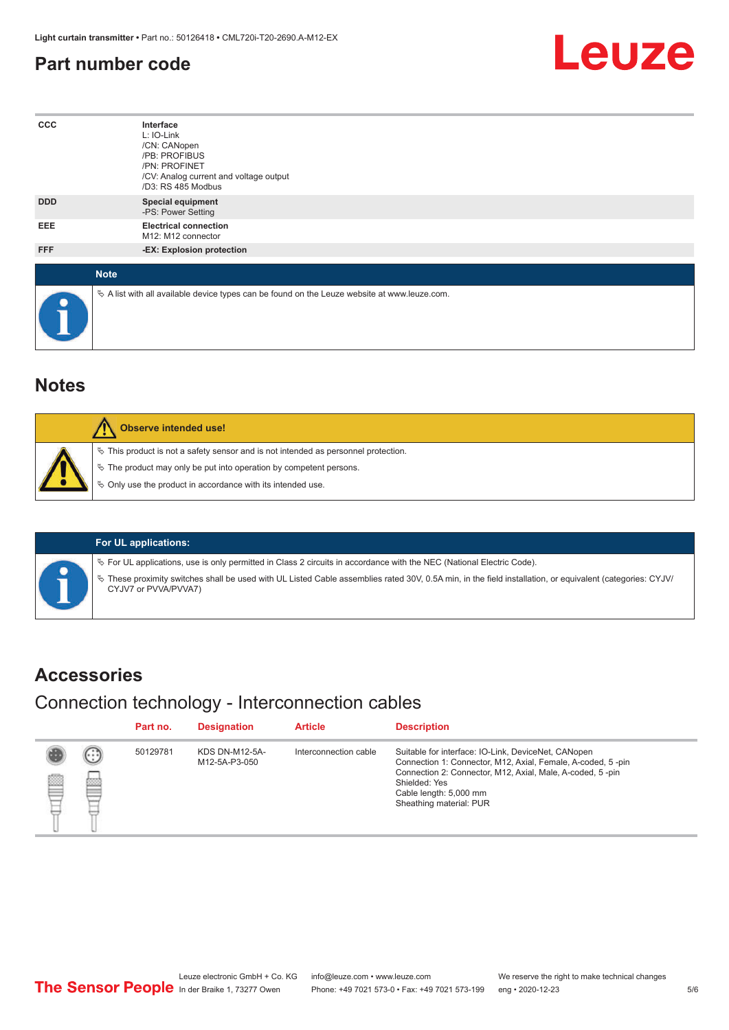## Part number code

| | |
|---|---|
| CCC | **Interface**<br>L: IO-Link<br>/CN: CANopen<br>/PB: PROFIBUS<br>/PN: PROFINET<br>/CV: Analog current and voltage output<br>/D3: RS 485 Modbus |
| DDD | **Special equipment**<br>-PS: Power Setting |
| EEE | **Electrical connection**<br>M12: M12 connector |
| FFF | **-EX: Explosion protection** |

**Note**

↳ A list with all available device types can be found on the Leuze website at www.leuze.com.

## Notes

**Observe intended use!**

↳ This product is not a safety sensor and is not intended as personnel protection.

↳ The product may only be put into operation by competent persons.

↳ Only use the product in accordance with its intended use.

**For UL applications:**

↳ For UL applications, use is only permitted in Class 2 circuits in accordance with the NEC (National Electric Code).

↳ These proximity switches shall be used with UL Listed Cable assemblies rated 30V, 0.5A min, in the field installation, or equivalent (categories: CYJV/CYJV7 or PVVA/PVVA7)

## Accessories

### Connection technology - Interconnection cables

| Part no. | Designation | Article | Description |
|---|---|---|---|
| 50129781 | KDS DN-M12-5A-M12-5A-P3-050 | Interconnection cable | Suitable for interface: IO-Link, DeviceNet, CANopen<br>Connection 1: Connector, M12, Axial, Female, A-coded, 5 -pin<br>Connection 2: Connector, M12, Axial, Male, A-coded, 5 -pin<br>Shielded: Yes<br>Cable length: 5,000 mm<br>Sheathing material: PUR |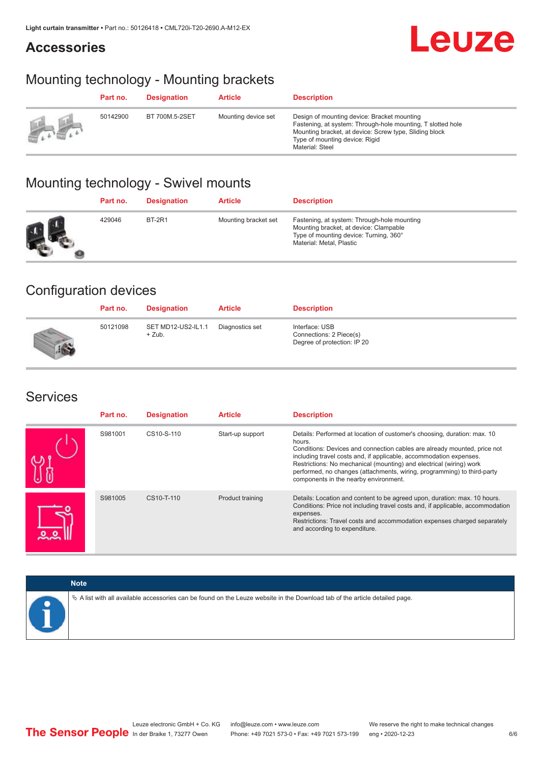## Accessories

### Mounting technology - Mounting brackets

| | Part no. | Designation | Article | Description |
|---|---|---|---|---|
| | 50142900 | BT 700M.5-2SET | Mounting device set | Design of mounting device: Bracket mounting<br>Fastening, at system: Through-hole mounting, T slotted hole<br>Mounting bracket, at device: Screw type, Sliding block<br>Type of mounting device: Rigid<br>Material: Steel |

### Mounting technology - Swivel mounts

| | Part no. | Designation | Article | Description |
|---|---|---|---|---|
| | 429046 | BT-2R1 | Mounting bracket set | Fastening, at system: Through-hole mounting<br>Mounting bracket, at device: Clampable<br>Type of mounting device: Turning, 360°<br>Material: Metal, Plastic |

### Configuration devices

| | Part no. | Designation | Article | Description |
|---|---|---|---|---|
| | 50121098 | SET MD12-US2-IL1.1 + Zub. | Diagnostics set | Interface: USB<br>Connections: 2 Piece(s)<br>Degree of protection: IP 20 |

### Services

| | Part no. | Designation | Article | Description |
|---|---|---|---|---|
| | S981001 | CS10-S-110 | Start-up support | Details: Performed at location of customer's choosing, duration: max. 10 hours.<br>Conditions: Devices and connection cables are already mounted, price not including travel costs and, if applicable, accommodation expenses.<br>Restrictions: No mechanical (mounting) and electrical (wiring) work performed, no changes (attachments, wiring, programming) to third-party components in the nearby environment. |
| | S981005 | CS10-T-110 | Product training | Details: Location and content to be agreed upon, duration: max. 10 hours.<br>Conditions: Price not including travel costs and, if applicable, accommodation expenses.<br>Restrictions: Travel costs and accommodation expenses charged separately and according to expenditure. |

**Note**

↳ A list with all available accessories can be found on the Leuze website in the Download tab of the article detailed page.